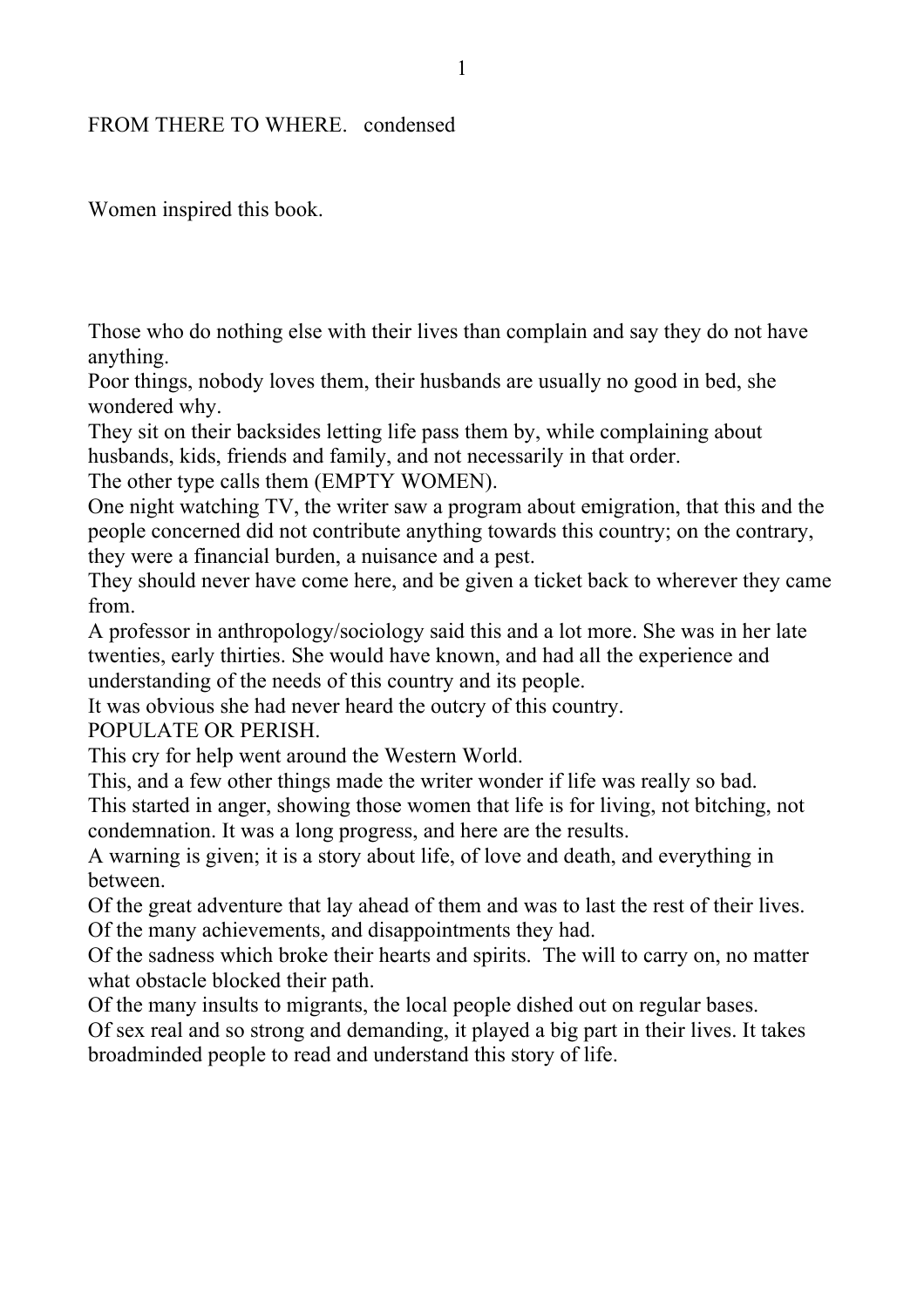FROM THERE TO WHERE.   condensed

Women inspired this book.

Those who do nothing else with their lives than complain and say they do not have anything.
Poor things, nobody loves them, their husbands are usually no good in bed, she wondered why.
They sit on their backsides letting life pass them by, while complaining about husbands, kids, friends and family, and not necessarily in that order.
The other type calls them (EMPTY WOMEN).
One night watching TV, the writer saw a program about emigration, that this and the people concerned did not contribute anything towards this country; on the contrary, they were a financial burden, a nuisance and a pest.
They should never have come here, and be given a ticket back to wherever they came from.
A professor in anthropology/sociology said this and a lot more. She was in her late twenties, early thirties. She would have known, and had all the experience and understanding of the needs of this country and its people.
It was obvious she had never heard the outcry of this country.
POPULATE OR PERISH.
This cry for help went around the Western World.
This, and a few other things made the writer wonder if life was really so bad.
This started in anger, showing those women that life is for living, not bitching, not condemnation. It was a long progress, and here are the results.
A warning is given; it is a story about life, of love and death, and everything in between.
Of the great adventure that lay ahead of them and was to last the rest of their lives.
Of the many achievements, and disappointments they had.
Of the sadness which broke their hearts and spirits.  The will to carry on, no matter what obstacle blocked their path.
Of the many insults to migrants, the local people dished out on regular bases.
Of sex real and so strong and demanding, it played a big part in their lives. It takes broadminded people to read and understand this story of life.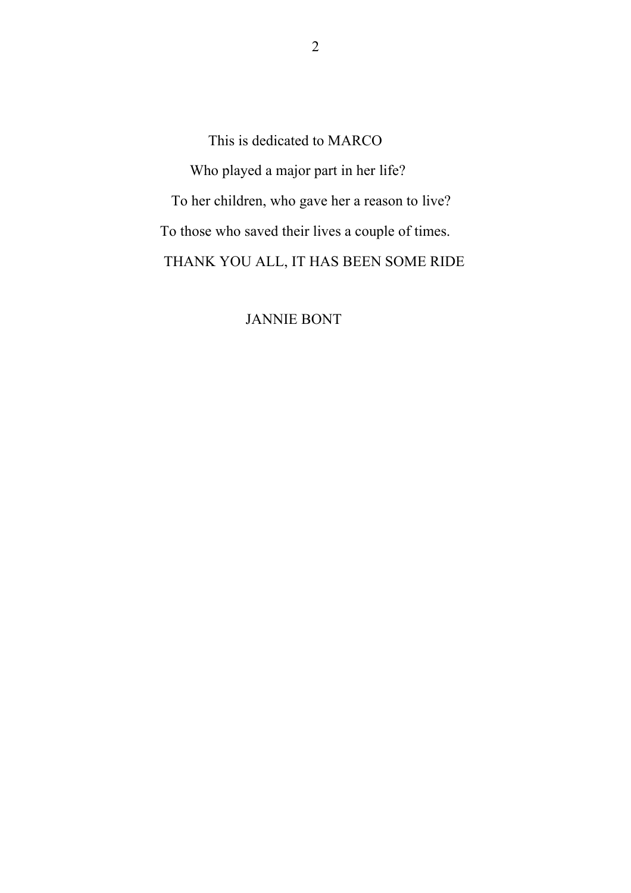This is dedicated to MARCO

Who played a major part in her life?

To her children, who gave her a reason to live?

To those who saved their lives a couple of times.

THANK YOU ALL, IT HAS BEEN SOME RIDE

JANNIE BONT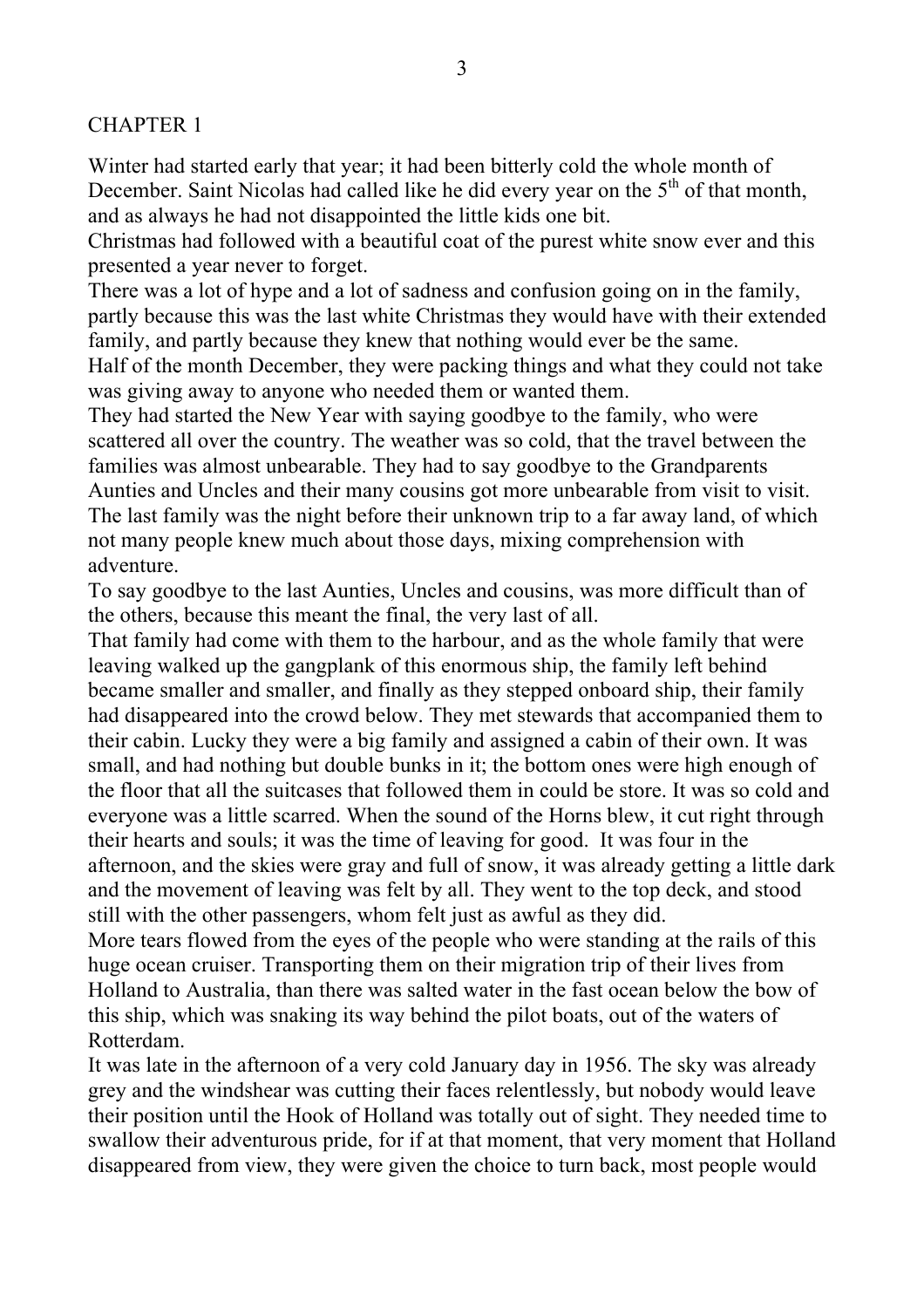# CHAPTER 1

Winter had started early that year; it had been bitterly cold the whole month of December. Saint Nicolas had called like he did every year on the 5th of that month, and as always he had not disappointed the little kids one bit.

Christmas had followed with a beautiful coat of the purest white snow ever and this presented a year never to forget.

There was a lot of hype and a lot of sadness and confusion going on in the family, partly because this was the last white Christmas they would have with their extended family, and partly because they knew that nothing would ever be the same.

Half of the month December, they were packing things and what they could not take was giving away to anyone who needed them or wanted them.

They had started the New Year with saying goodbye to the family, who were scattered all over the country. The weather was so cold, that the travel between the families was almost unbearable. They had to say goodbye to the Grandparents Aunties and Uncles and their many cousins got more unbearable from visit to visit. The last family was the night before their unknown trip to a far away land, of which not many people knew much about those days, mixing comprehension with adventure.

To say goodbye to the last Aunties, Uncles and cousins, was more difficult than of the others, because this meant the final, the very last of all.

That family had come with them to the harbour, and as the whole family that were leaving walked up the gangplank of this enormous ship, the family left behind became smaller and smaller, and finally as they stepped onboard ship, their family had disappeared into the crowd below. They met stewards that accompanied them to their cabin. Lucky they were a big family and assigned a cabin of their own. It was small, and had nothing but double bunks in it; the bottom ones were high enough of the floor that all the suitcases that followed them in could be store. It was so cold and everyone was a little scarred. When the sound of the Horns blew, it cut right through their hearts and souls; it was the time of leaving for good. It was four in the afternoon, and the skies were gray and full of snow, it was already getting a little dark and the movement of leaving was felt by all. They went to the top deck, and stood still with the other passengers, whom felt just as awful as they did.

More tears flowed from the eyes of the people who were standing at the rails of this huge ocean cruiser. Transporting them on their migration trip of their lives from Holland to Australia, than there was salted water in the fast ocean below the bow of this ship, which was snaking its way behind the pilot boats, out of the waters of Rotterdam.

It was late in the afternoon of a very cold January day in 1956. The sky was already grey and the windshear was cutting their faces relentlessly, but nobody would leave their position until the Hook of Holland was totally out of sight. They needed time to swallow their adventurous pride, for if at that moment, that very moment that Holland disappeared from view, they were given the choice to turn back, most people would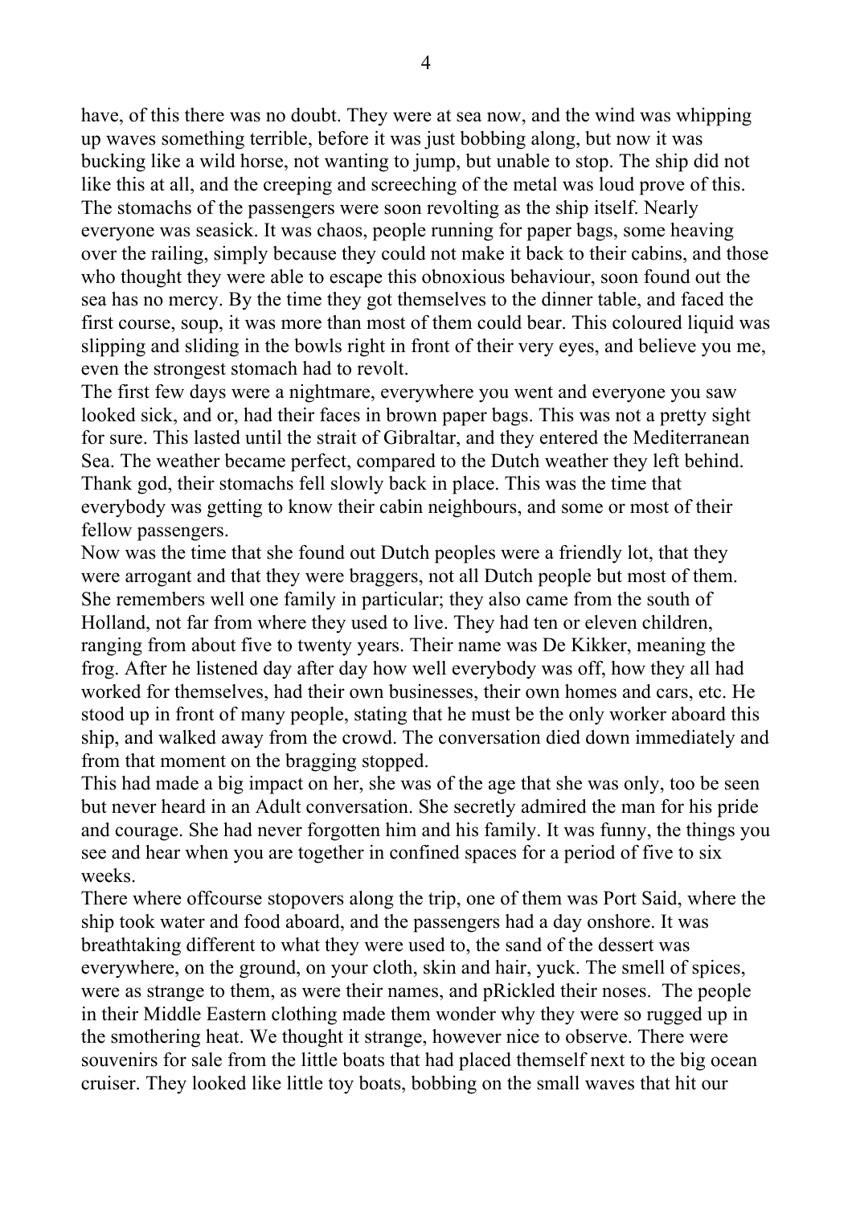have, of this there was no doubt. They were at sea now, and the wind was whipping up waves something terrible, before it was just bobbing along, but now it was bucking like a wild horse, not wanting to jump, but unable to stop. The ship did not like this at all, and the creeping and screeching of the metal was loud prove of this. The stomachs of the passengers were soon revolting as the ship itself. Nearly everyone was seasick. It was chaos, people running for paper bags, some heaving over the railing, simply because they could not make it back to their cabins, and those who thought they were able to escape this obnoxious behaviour, soon found out the sea has no mercy. By the time they got themselves to the dinner table, and faced the first course, soup, it was more than most of them could bear. This coloured liquid was slipping and sliding in the bowls right in front of their very eyes, and believe you me, even the strongest stomach had to revolt.

The first few days were a nightmare, everywhere you went and everyone you saw looked sick, and or, had their faces in brown paper bags. This was not a pretty sight for sure. This lasted until the strait of Gibraltar, and they entered the Mediterranean Sea. The weather became perfect, compared to the Dutch weather they left behind. Thank god, their stomachs fell slowly back in place. This was the time that everybody was getting to know their cabin neighbours, and some or most of their fellow passengers.

Now was the time that she found out Dutch peoples were a friendly lot, that they were arrogant and that they were braggers, not all Dutch people but most of them. She remembers well one family in particular; they also came from the south of Holland, not far from where they used to live. They had ten or eleven children, ranging from about five to twenty years. Their name was De Kikker, meaning the frog. After he listened day after day how well everybody was off, how they all had worked for themselves, had their own businesses, their own homes and cars, etc. He stood up in front of many people, stating that he must be the only worker aboard this ship, and walked away from the crowd. The conversation died down immediately and from that moment on the bragging stopped.

This had made a big impact on her, she was of the age that she was only, too be seen but never heard in an Adult conversation. She secretly admired the man for his pride and courage. She had never forgotten him and his family. It was funny, the things you see and hear when you are together in confined spaces for a period of five to six weeks.

There where offcourse stopovers along the trip, one of them was Port Said, where the ship took water and food aboard, and the passengers had a day onshore. It was breathtaking different to what they were used to, the sand of the dessert was everywhere, on the ground, on your cloth, skin and hair, yuck. The smell of spices, were as strange to them, as were their names, and pRickled their noses. The people in their Middle Eastern clothing made them wonder why they were so rugged up in the smothering heat. We thought it strange, however nice to observe. There were souvenirs for sale from the little boats that had placed themself next to the big ocean cruiser. They looked like little toy boats, bobbing on the small waves that hit our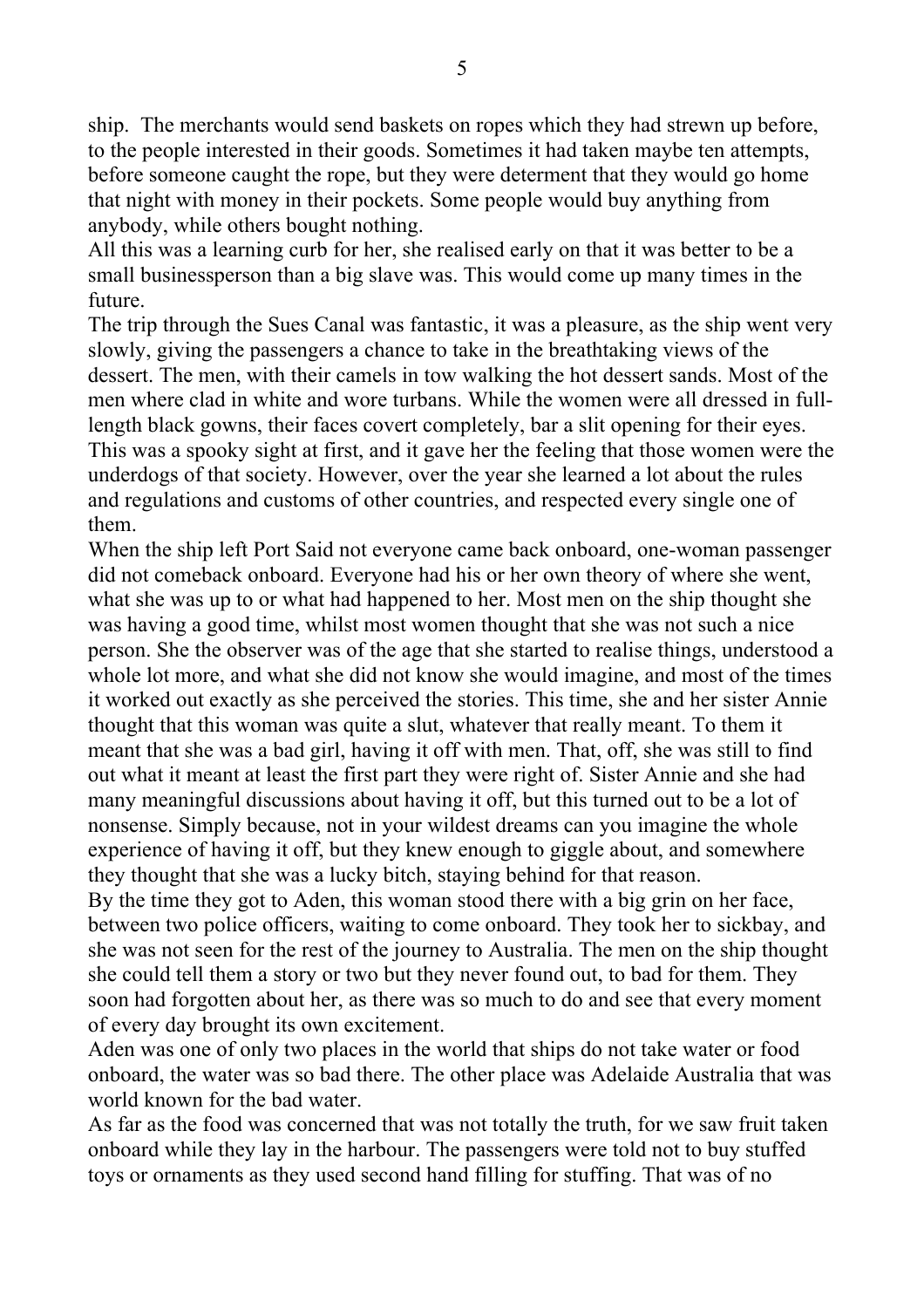ship. The merchants would send baskets on ropes which they had strewn up before, to the people interested in their goods. Sometimes it had taken maybe ten attempts, before someone caught the rope, but they were determent that they would go home that night with money in their pockets. Some people would buy anything from anybody, while others bought nothing.

All this was a learning curb for her, she realised early on that it was better to be a small businessperson than a big slave was. This would come up many times in the future.

The trip through the Sues Canal was fantastic, it was a pleasure, as the ship went very slowly, giving the passengers a chance to take in the breathtaking views of the dessert. The men, with their camels in tow walking the hot dessert sands. Most of the men where clad in white and wore turbans. While the women were all dressed in full-length black gowns, their faces covert completely, bar a slit opening for their eyes. This was a spooky sight at first, and it gave her the feeling that those women were the underdogs of that society. However, over the year she learned a lot about the rules and regulations and customs of other countries, and respected every single one of them.

When the ship left Port Said not everyone came back onboard, one-woman passenger did not comeback onboard. Everyone had his or her own theory of where she went, what she was up to or what had happened to her. Most men on the ship thought she was having a good time, whilst most women thought that she was not such a nice person. She the observer was of the age that she started to realise things, understood a whole lot more, and what she did not know she would imagine, and most of the times it worked out exactly as she perceived the stories. This time, she and her sister Annie thought that this woman was quite a slut, whatever that really meant. To them it meant that she was a bad girl, having it off with men. That, off, she was still to find out what it meant at least the first part they were right of. Sister Annie and she had many meaningful discussions about having it off, but this turned out to be a lot of nonsense. Simply because, not in your wildest dreams can you imagine the whole experience of having it off, but they knew enough to giggle about, and somewhere they thought that she was a lucky bitch, staying behind for that reason.

By the time they got to Aden, this woman stood there with a big grin on her face, between two police officers, waiting to come onboard. They took her to sickbay, and she was not seen for the rest of the journey to Australia. The men on the ship thought she could tell them a story or two but they never found out, to bad for them. They soon had forgotten about her, as there was so much to do and see that every moment of every day brought its own excitement.

Aden was one of only two places in the world that ships do not take water or food onboard, the water was so bad there. The other place was Adelaide Australia that was world known for the bad water.

As far as the food was concerned that was not totally the truth, for we saw fruit taken onboard while they lay in the harbour. The passengers were told not to buy stuffed toys or ornaments as they used second hand filling for stuffing. That was of no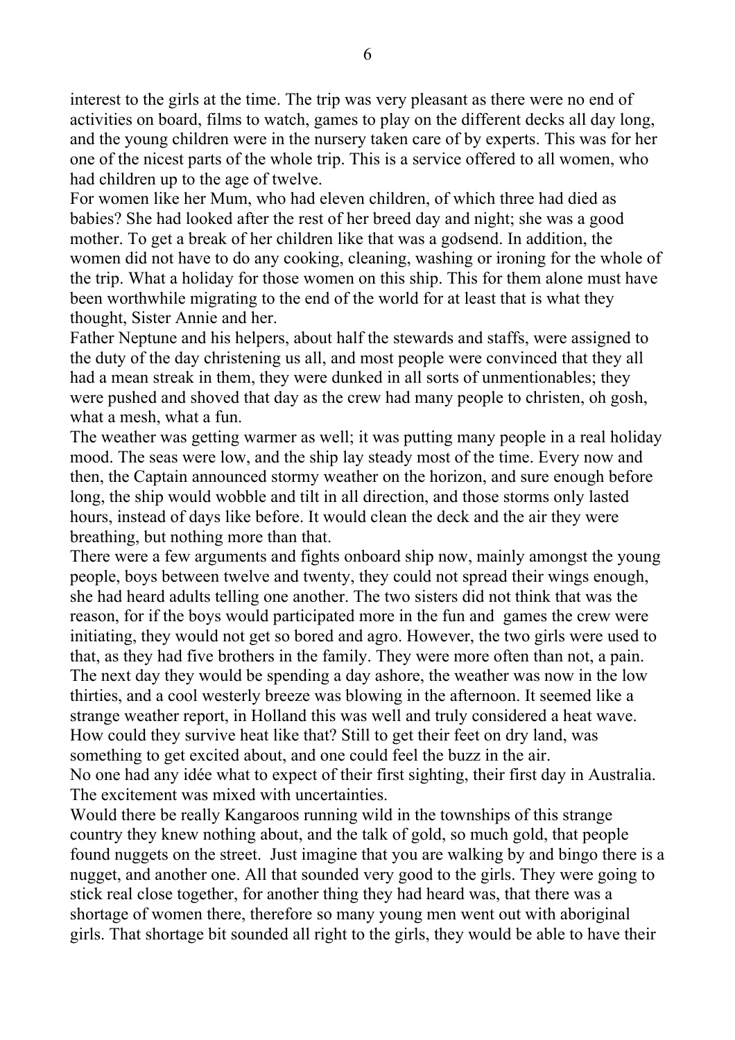interest to the girls at the time. The trip was very pleasant as there were no end of activities on board, films to watch, games to play on the different decks all day long, and the young children were in the nursery taken care of by experts. This was for her one of the nicest parts of the whole trip. This is a service offered to all women, who had children up to the age of twelve.

For women like her Mum, who had eleven children, of which three had died as babies? She had looked after the rest of her breed day and night; she was a good mother. To get a break of her children like that was a godsend. In addition, the women did not have to do any cooking, cleaning, washing or ironing for the whole of the trip. What a holiday for those women on this ship. This for them alone must have been worthwhile migrating to the end of the world for at least that is what they thought, Sister Annie and her.

Father Neptune and his helpers, about half the stewards and staffs, were assigned to the duty of the day christening us all, and most people were convinced that they all had a mean streak in them, they were dunked in all sorts of unmentionables; they were pushed and shoved that day as the crew had many people to christen, oh gosh, what a mesh, what a fun.

The weather was getting warmer as well; it was putting many people in a real holiday mood. The seas were low, and the ship lay steady most of the time. Every now and then, the Captain announced stormy weather on the horizon, and sure enough before long, the ship would wobble and tilt in all direction, and those storms only lasted hours, instead of days like before. It would clean the deck and the air they were breathing, but nothing more than that.

There were a few arguments and fights onboard ship now, mainly amongst the young people, boys between twelve and twenty, they could not spread their wings enough, she had heard adults telling one another. The two sisters did not think that was the reason, for if the boys would participated more in the fun and games the crew were initiating, they would not get so bored and agro. However, the two girls were used to that, as they had five brothers in the family. They were more often than not, a pain.

The next day they would be spending a day ashore, the weather was now in the low thirties, and a cool westerly breeze was blowing in the afternoon. It seemed like a strange weather report, in Holland this was well and truly considered a heat wave. How could they survive heat like that? Still to get their feet on dry land, was something to get excited about, and one could feel the buzz in the air.

No one had any idée what to expect of their first sighting, their first day in Australia. The excitement was mixed with uncertainties.

Would there be really Kangaroos running wild in the townships of this strange country they knew nothing about, and the talk of gold, so much gold, that people found nuggets on the street. Just imagine that you are walking by and bingo there is a nugget, and another one. All that sounded very good to the girls. They were going to stick real close together, for another thing they had heard was, that there was a shortage of women there, therefore so many young men went out with aboriginal girls. That shortage bit sounded all right to the girls, they would be able to have their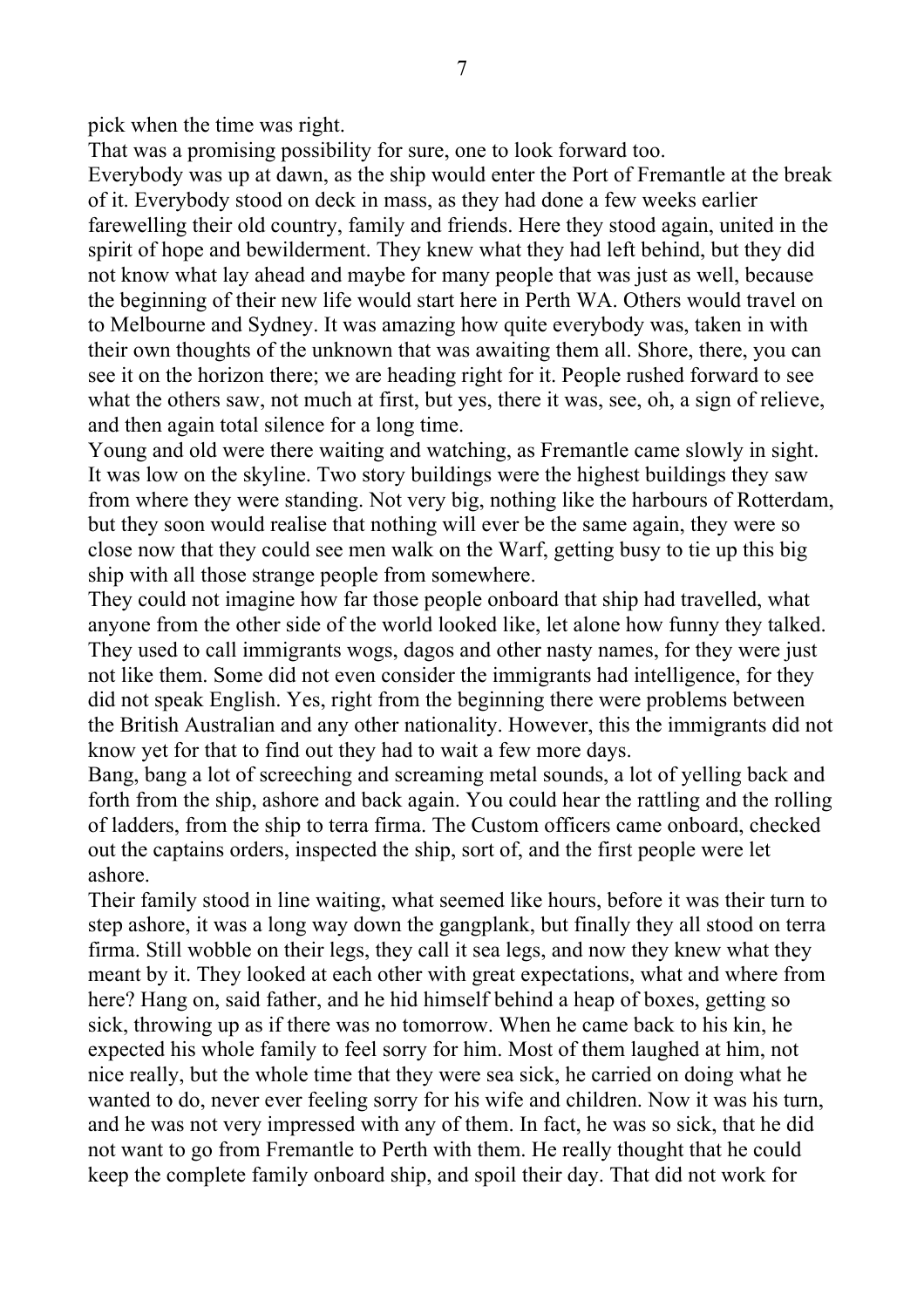pick when the time was right.

That was a promising possibility for sure, one to look forward too.

Everybody was up at dawn, as the ship would enter the Port of Fremantle at the break of it. Everybody stood on deck in mass, as they had done a few weeks earlier farewelling their old country, family and friends. Here they stood again, united in the spirit of hope and bewilderment. They knew what they had left behind, but they did not know what lay ahead and maybe for many people that was just as well, because the beginning of their new life would start here in Perth WA. Others would travel on to Melbourne and Sydney. It was amazing how quite everybody was, taken in with their own thoughts of the unknown that was awaiting them all. Shore, there, you can see it on the horizon there; we are heading right for it. People rushed forward to see what the others saw, not much at first, but yes, there it was, see, oh, a sign of relieve, and then again total silence for a long time.

Young and old were there waiting and watching, as Fremantle came slowly in sight. It was low on the skyline. Two story buildings were the highest buildings they saw from where they were standing. Not very big, nothing like the harbours of Rotterdam, but they soon would realise that nothing will ever be the same again, they were so close now that they could see men walk on the Warf, getting busy to tie up this big ship with all those strange people from somewhere.

They could not imagine how far those people onboard that ship had travelled, what anyone from the other side of the world looked like, let alone how funny they talked. They used to call immigrants wogs, dagos and other nasty names, for they were just not like them. Some did not even consider the immigrants had intelligence, for they did not speak English. Yes, right from the beginning there were problems between the British Australian and any other nationality. However, this the immigrants did not know yet for that to find out they had to wait a few more days.

Bang, bang a lot of screeching and screaming metal sounds, a lot of yelling back and forth from the ship, ashore and back again. You could hear the rattling and the rolling of ladders, from the ship to terra firma. The Custom officers came onboard, checked out the captains orders, inspected the ship, sort of, and the first people were let ashore.

Their family stood in line waiting, what seemed like hours, before it was their turn to step ashore, it was a long way down the gangplank, but finally they all stood on terra firma. Still wobble on their legs, they call it sea legs, and now they knew what they meant by it. They looked at each other with great expectations, what and where from here? Hang on, said father, and he hid himself behind a heap of boxes, getting so sick, throwing up as if there was no tomorrow. When he came back to his kin, he expected his whole family to feel sorry for him. Most of them laughed at him, not nice really, but the whole time that they were sea sick, he carried on doing what he wanted to do, never ever feeling sorry for his wife and children. Now it was his turn, and he was not very impressed with any of them. In fact, he was so sick, that he did not want to go from Fremantle to Perth with them. He really thought that he could keep the complete family onboard ship, and spoil their day. That did not work for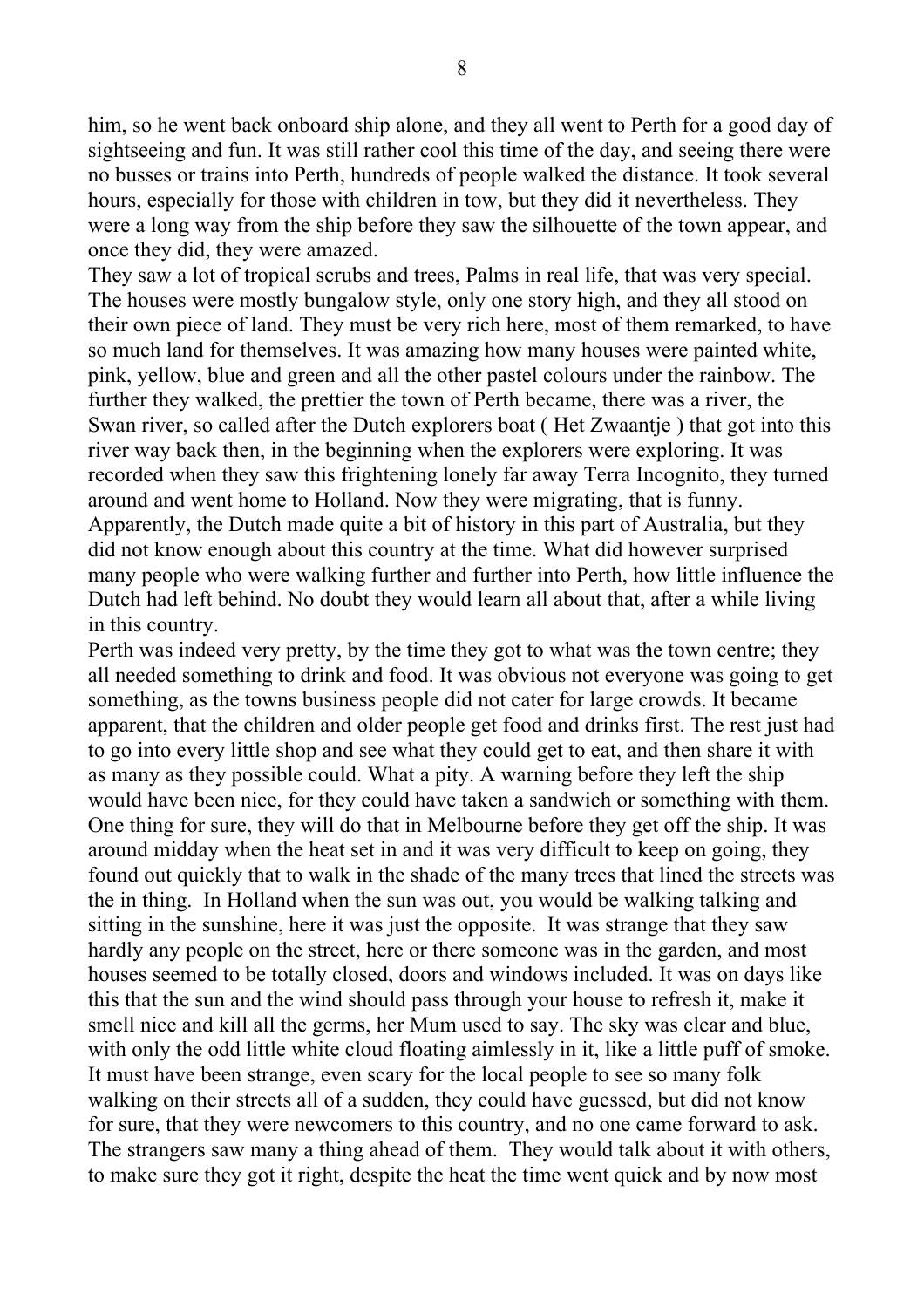him, so he went back onboard ship alone, and they all went to Perth for a good day of sightseeing and fun. It was still rather cool this time of the day, and seeing there were no busses or trains into Perth, hundreds of people walked the distance. It took several hours, especially for those with children in tow, but they did it nevertheless. They were a long way from the ship before they saw the silhouette of the town appear, and once they did, they were amazed.

They saw a lot of tropical scrubs and trees, Palms in real life, that was very special. The houses were mostly bungalow style, only one story high, and they all stood on their own piece of land. They must be very rich here, most of them remarked, to have so much land for themselves. It was amazing how many houses were painted white, pink, yellow, blue and green and all the other pastel colours under the rainbow. The further they walked, the prettier the town of Perth became, there was a river, the Swan river, so called after the Dutch explorers boat ( Het Zwaantje ) that got into this river way back then, in the beginning when the explorers were exploring. It was recorded when they saw this frightening lonely far away Terra Incognito, they turned around and went home to Holland. Now they were migrating, that is funny. Apparently, the Dutch made quite a bit of history in this part of Australia, but they did not know enough about this country at the time. What did however surprised many people who were walking further and further into Perth, how little influence the Dutch had left behind. No doubt they would learn all about that, after a while living in this country.

Perth was indeed very pretty, by the time they got to what was the town centre; they all needed something to drink and food. It was obvious not everyone was going to get something, as the towns business people did not cater for large crowds. It became apparent, that the children and older people get food and drinks first. The rest just had to go into every little shop and see what they could get to eat, and then share it with as many as they possible could. What a pity. A warning before they left the ship would have been nice, for they could have taken a sandwich or something with them. One thing for sure, they will do that in Melbourne before they get off the ship. It was around midday when the heat set in and it was very difficult to keep on going, they found out quickly that to walk in the shade of the many trees that lined the streets was the in thing. In Holland when the sun was out, you would be walking talking and sitting in the sunshine, here it was just the opposite. It was strange that they saw hardly any people on the street, here or there someone was in the garden, and most houses seemed to be totally closed, doors and windows included. It was on days like this that the sun and the wind should pass through your house to refresh it, make it smell nice and kill all the germs, her Mum used to say. The sky was clear and blue, with only the odd little white cloud floating aimlessly in it, like a little puff of smoke. It must have been strange, even scary for the local people to see so many folk walking on their streets all of a sudden, they could have guessed, but did not know for sure, that they were newcomers to this country, and no one came forward to ask. The strangers saw many a thing ahead of them. They would talk about it with others, to make sure they got it right, despite the heat the time went quick and by now most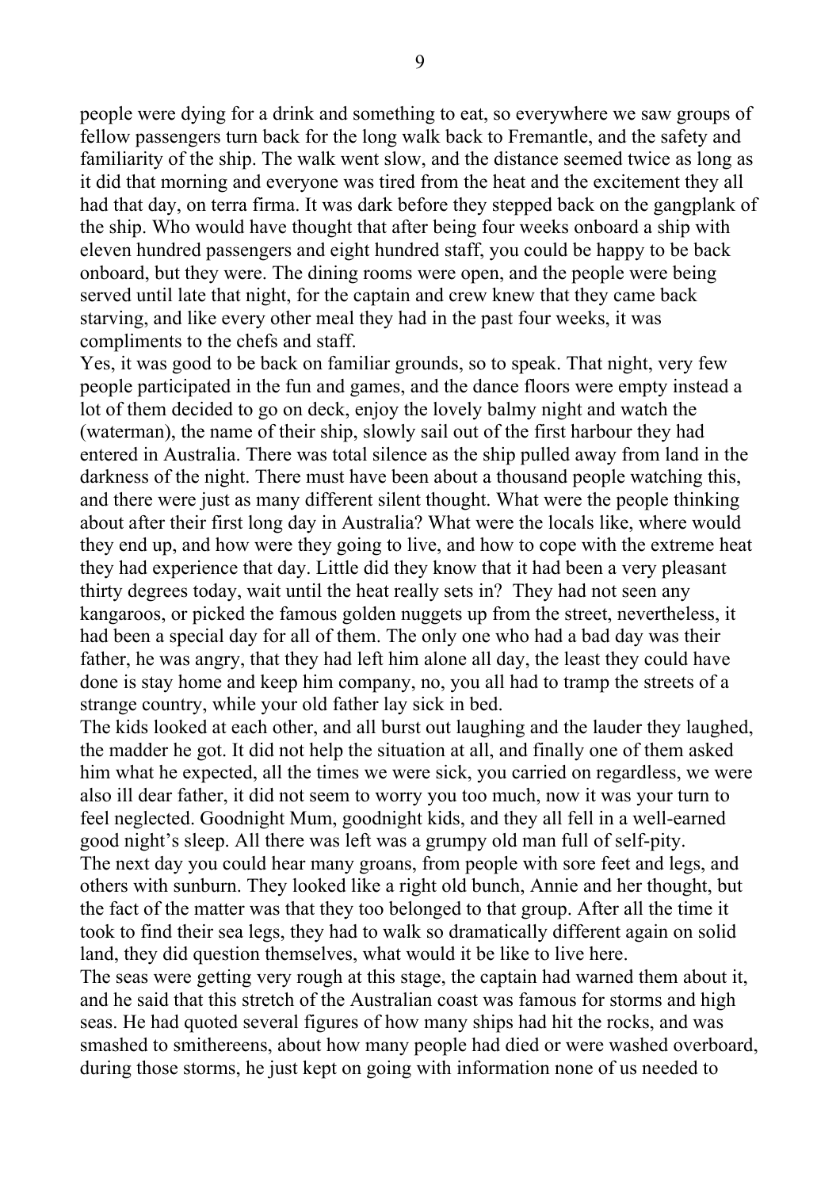people were dying for a drink and something to eat, so everywhere we saw groups of fellow passengers turn back for the long walk back to Fremantle, and the safety and familiarity of the ship. The walk went slow, and the distance seemed twice as long as it did that morning and everyone was tired from the heat and the excitement they all had that day, on terra firma. It was dark before they stepped back on the gangplank of the ship. Who would have thought that after being four weeks onboard a ship with eleven hundred passengers and eight hundred staff, you could be happy to be back onboard, but they were. The dining rooms were open, and the people were being served until late that night, for the captain and crew knew that they came back starving, and like every other meal they had in the past four weeks, it was compliments to the chefs and staff.

Yes, it was good to be back on familiar grounds, so to speak. That night, very few people participated in the fun and games, and the dance floors were empty instead a lot of them decided to go on deck, enjoy the lovely balmy night and watch the (waterman), the name of their ship, slowly sail out of the first harbour they had entered in Australia. There was total silence as the ship pulled away from land in the darkness of the night. There must have been about a thousand people watching this, and there were just as many different silent thought. What were the people thinking about after their first long day in Australia? What were the locals like, where would they end up, and how were they going to live, and how to cope with the extreme heat they had experience that day. Little did they know that it had been a very pleasant thirty degrees today, wait until the heat really sets in? They had not seen any kangaroos, or picked the famous golden nuggets up from the street, nevertheless, it had been a special day for all of them. The only one who had a bad day was their father, he was angry, that they had left him alone all day, the least they could have done is stay home and keep him company, no, you all had to tramp the streets of a strange country, while your old father lay sick in bed.

The kids looked at each other, and all burst out laughing and the lauder they laughed, the madder he got. It did not help the situation at all, and finally one of them asked him what he expected, all the times we were sick, you carried on regardless, we were also ill dear father, it did not seem to worry you too much, now it was your turn to feel neglected. Goodnight Mum, goodnight kids, and they all fell in a well-earned good night's sleep. All there was left was a grumpy old man full of self-pity.

The next day you could hear many groans, from people with sore feet and legs, and others with sunburn. They looked like a right old bunch, Annie and her thought, but the fact of the matter was that they too belonged to that group. After all the time it took to find their sea legs, they had to walk so dramatically different again on solid land, they did question themselves, what would it be like to live here.

The seas were getting very rough at this stage, the captain had warned them about it, and he said that this stretch of the Australian coast was famous for storms and high seas. He had quoted several figures of how many ships had hit the rocks, and was smashed to smithereens, about how many people had died or were washed overboard, during those storms, he just kept on going with information none of us needed to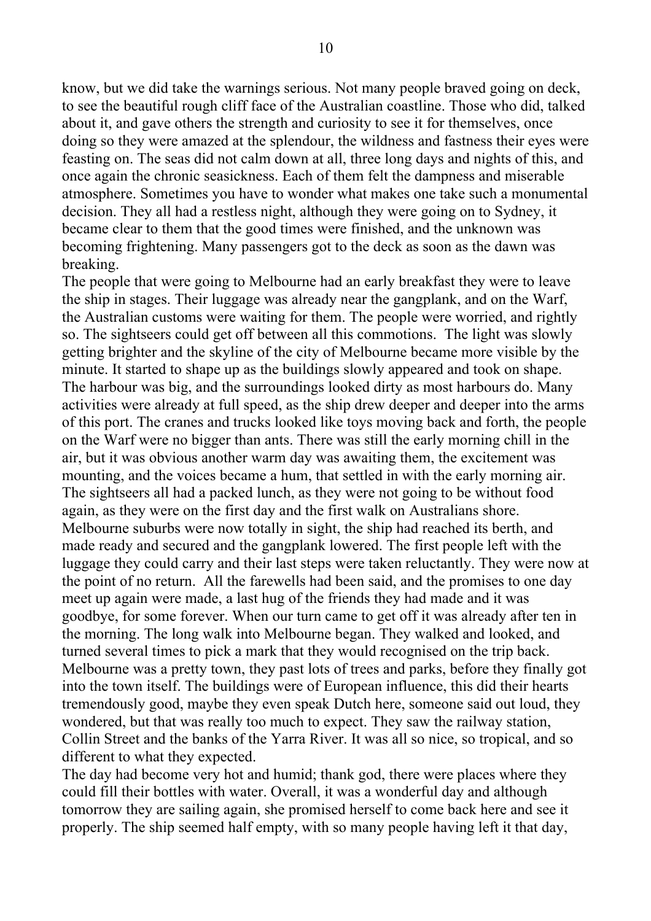know, but we did take the warnings serious. Not many people braved going on deck, to see the beautiful rough cliff face of the Australian coastline. Those who did, talked about it, and gave others the strength and curiosity to see it for themselves, once doing so they were amazed at the splendour, the wildness and fastness their eyes were feasting on. The seas did not calm down at all, three long days and nights of this, and once again the chronic seasickness. Each of them felt the dampness and miserable atmosphere. Sometimes you have to wonder what makes one take such a monumental decision. They all had a restless night, although they were going on to Sydney, it became clear to them that the good times were finished, and the unknown was becoming frightening. Many passengers got to the deck as soon as the dawn was breaking.

The people that were going to Melbourne had an early breakfast they were to leave the ship in stages. Their luggage was already near the gangplank, and on the Warf, the Australian customs were waiting for them. The people were worried, and rightly so. The sightseers could get off between all this commotions. The light was slowly getting brighter and the skyline of the city of Melbourne became more visible by the minute. It started to shape up as the buildings slowly appeared and took on shape. The harbour was big, and the surroundings looked dirty as most harbours do. Many activities were already at full speed, as the ship drew deeper and deeper into the arms of this port. The cranes and trucks looked like toys moving back and forth, the people on the Warf were no bigger than ants. There was still the early morning chill in the air, but it was obvious another warm day was awaiting them, the excitement was mounting, and the voices became a hum, that settled in with the early morning air. The sightseers all had a packed lunch, as they were not going to be without food again, as they were on the first day and the first walk on Australians shore. Melbourne suburbs were now totally in sight, the ship had reached its berth, and made ready and secured and the gangplank lowered. The first people left with the luggage they could carry and their last steps were taken reluctantly. They were now at the point of no return. All the farewells had been said, and the promises to one day meet up again were made, a last hug of the friends they had made and it was goodbye, for some forever. When our turn came to get off it was already after ten in the morning. The long walk into Melbourne began. They walked and looked, and turned several times to pick a mark that they would recognised on the trip back. Melbourne was a pretty town, they past lots of trees and parks, before they finally got into the town itself. The buildings were of European influence, this did their hearts tremendously good, maybe they even speak Dutch here, someone said out loud, they wondered, but that was really too much to expect. They saw the railway station, Collin Street and the banks of the Yarra River. It was all so nice, so tropical, and so different to what they expected.

The day had become very hot and humid; thank god, there were places where they could fill their bottles with water. Overall, it was a wonderful day and although tomorrow they are sailing again, she promised herself to come back here and see it properly. The ship seemed half empty, with so many people having left it that day,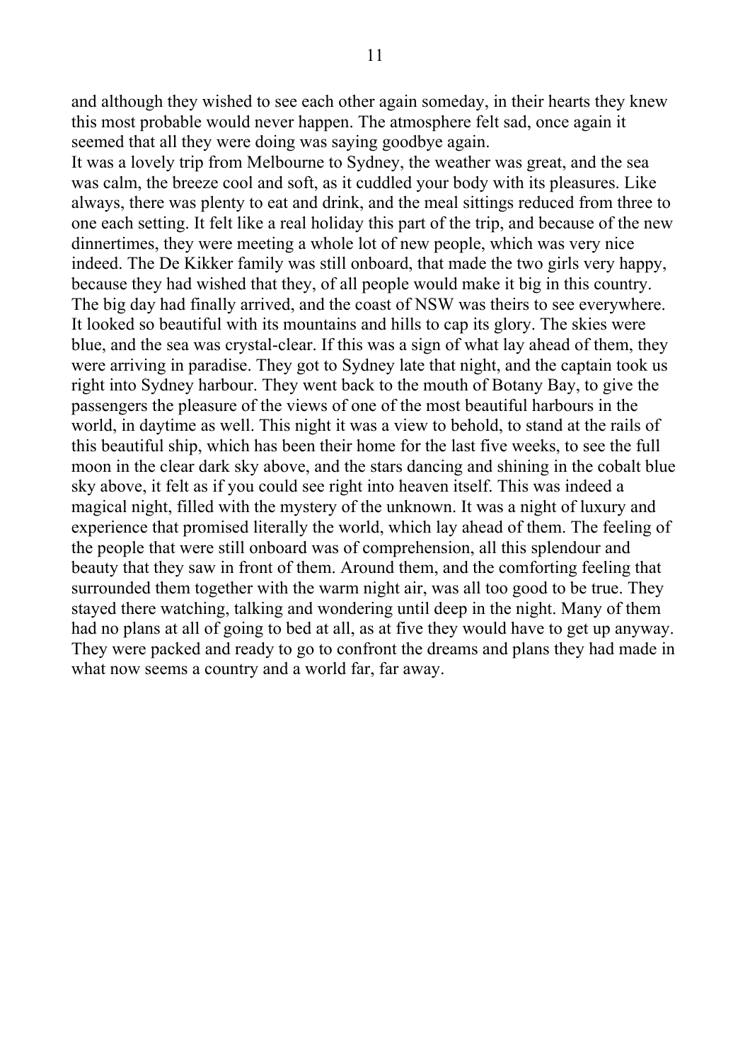and although they wished to see each other again someday, in their hearts they knew this most probable would never happen. The atmosphere felt sad, once again it seemed that all they were doing was saying goodbye again.

It was a lovely trip from Melbourne to Sydney, the weather was great, and the sea was calm, the breeze cool and soft, as it cuddled your body with its pleasures. Like always, there was plenty to eat and drink, and the meal sittings reduced from three to one each setting. It felt like a real holiday this part of the trip, and because of the new dinnertimes, they were meeting a whole lot of new people, which was very nice indeed. The De Kikker family was still onboard, that made the two girls very happy, because they had wished that they, of all people would make it big in this country.

The big day had finally arrived, and the coast of NSW was theirs to see everywhere. It looked so beautiful with its mountains and hills to cap its glory. The skies were blue, and the sea was crystal-clear. If this was a sign of what lay ahead of them, they were arriving in paradise. They got to Sydney late that night, and the captain took us right into Sydney harbour. They went back to the mouth of Botany Bay, to give the passengers the pleasure of the views of one of the most beautiful harbours in the world, in daytime as well. This night it was a view to behold, to stand at the rails of this beautiful ship, which has been their home for the last five weeks, to see the full moon in the clear dark sky above, and the stars dancing and shining in the cobalt blue sky above, it felt as if you could see right into heaven itself. This was indeed a magical night, filled with the mystery of the unknown. It was a night of luxury and experience that promised literally the world, which lay ahead of them. The feeling of the people that were still onboard was of comprehension, all this splendour and beauty that they saw in front of them. Around them, and the comforting feeling that surrounded them together with the warm night air, was all too good to be true. They stayed there watching, talking and wondering until deep in the night. Many of them had no plans at all of going to bed at all, as at five they would have to get up anyway. They were packed and ready to go to confront the dreams and plans they had made in what now seems a country and a world far, far away.